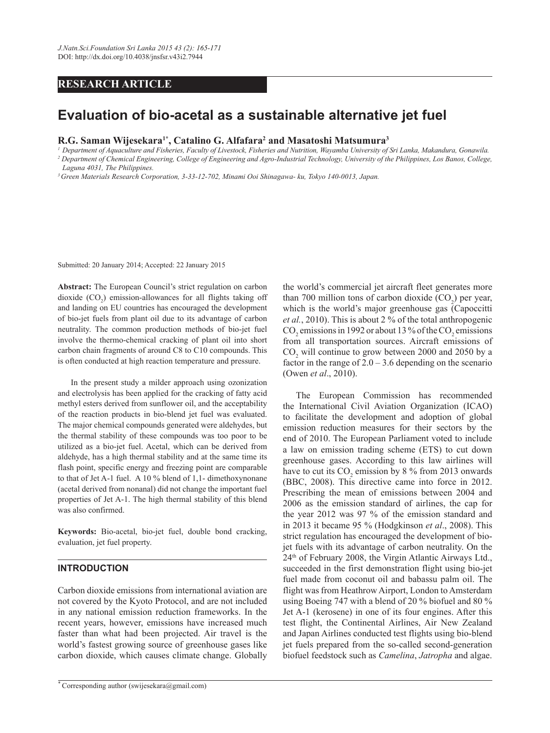## RESEARCH ARTICLE

# Evaluation of bio-acetal as a sustainable alternative jet fuel

**R.G. Saman Wijesekara[1*], Catalino G. Alfafara[2] and Masatoshi Matsumura[3]**

[1] *Department of Aquaculture and Fisheries, Faculty of Livestock, Fisheries and Nutrition, Wayamba University of Sri Lanka, Makandura, Gonawila.*
[2] *Department of Chemical Engineering, College of Engineering and Agro-Industrial Technology, University of the Philippines, Los Banos, College, Laguna 4031, The Philippines.*
[3] *Green Materials Research Corporation, 3-33-12-702, Minami Ooi Shinagawa- ku, Tokyo 140-0013, Japan.*

Submitted: 20 January 2014; Accepted: 22 January 2015

**Abstract:** The European Council's strict regulation on carbon dioxide ($CO_2$) emission-allowances for all flights taking off and landing on EU countries has encouraged the development of bio-jet fuels from plant oil due to its advantage of carbon neutrality. The common production methods of bio-jet fuel involve the thermo-chemical cracking of plant oil into short carbon chain fragments of around C8 to C10 compounds. This is often conducted at high reaction temperature and pressure.

In the present study a milder approach using ozonization and electrolysis has been applied for the cracking of fatty acid methyl esters derived from sunflower oil, and the acceptability of the reaction products in bio-blend jet fuel was evaluated. The major chemical compounds generated were aldehydes, but the thermal stability of these compounds was too poor to be utilized as a bio-jet fuel. Acetal, which can be derived from aldehyde, has a high thermal stability and at the same time its flash point, specific energy and freezing point are comparable to that of Jet A-1 fuel. A 10 % blend of 1,1- dimethoxynonane (acetal derived from nonanal) did not change the important fuel properties of Jet A-1. The high thermal stability of this blend was also confirmed.

**Keywords:** Bio-acetal, bio-jet fuel, double bond cracking, evaluation, jet fuel property.

## INTRODUCTION

Carbon dioxide emissions from international aviation are not covered by the Kyoto Protocol, and are not included in any national emission reduction frameworks. In the recent years, however, emissions have increased much faster than what had been projected. Air travel is the world's fastest growing source of greenhouse gases like carbon dioxide, which causes climate change. Globally the world's commercial jet aircraft fleet generates more than 700 million tons of carbon dioxide ($CO_2$) per year, which is the world's major greenhouse gas (Capoccitti *et al.*, 2010). This is about 2 % of the total anthropogenic $CO_2$ emissions in 1992 or about 13 % of the $CO_2$ emissions from all transportation sources. Aircraft emissions of $CO_2$ will continue to grow between 2000 and 2050 by a factor in the range of 2.0 – 3.6 depending on the scenario (Owen *et al*., 2010).

The European Commission has recommended the International Civil Aviation Organization (ICAO) to facilitate the development and adoption of global emission reduction measures for their sectors by the end of 2010. The European Parliament voted to include a law on emission trading scheme (ETS) to cut down greenhouse gases. According to this law airlines will have to cut its $CO_2$ emission by 8 % from 2013 onwards (BBC, 2008). This directive came into force in 2012. Prescribing the mean of emissions between 2004 and 2006 as the emission standard of airlines, the cap for the year 2012 was 97 % of the emission standard and in 2013 it became 95 % (Hodgkinson *et al*., 2008). This strict regulation has encouraged the development of bio-jet fuels with its advantage of carbon neutrality. On the 24th of February 2008, the Virgin Atlantic Airways Ltd., succeeded in the first demonstration flight using bio-jet fuel made from coconut oil and babassu palm oil. The flight was from Heathrow Airport, London to Amsterdam using Boeing 747 with a blend of 20 % biofuel and 80 % Jet A-1 (kerosene) in one of its four engines. After this test flight, the Continental Airlines, Air New Zealand and Japan Airlines conducted test flights using bio-blend jet fuels prepared from the so-called second-generation biofuel feedstock such as *Camelina*, *Jatropha* and algae.

* Corresponding author (swijesekara@gmail.com)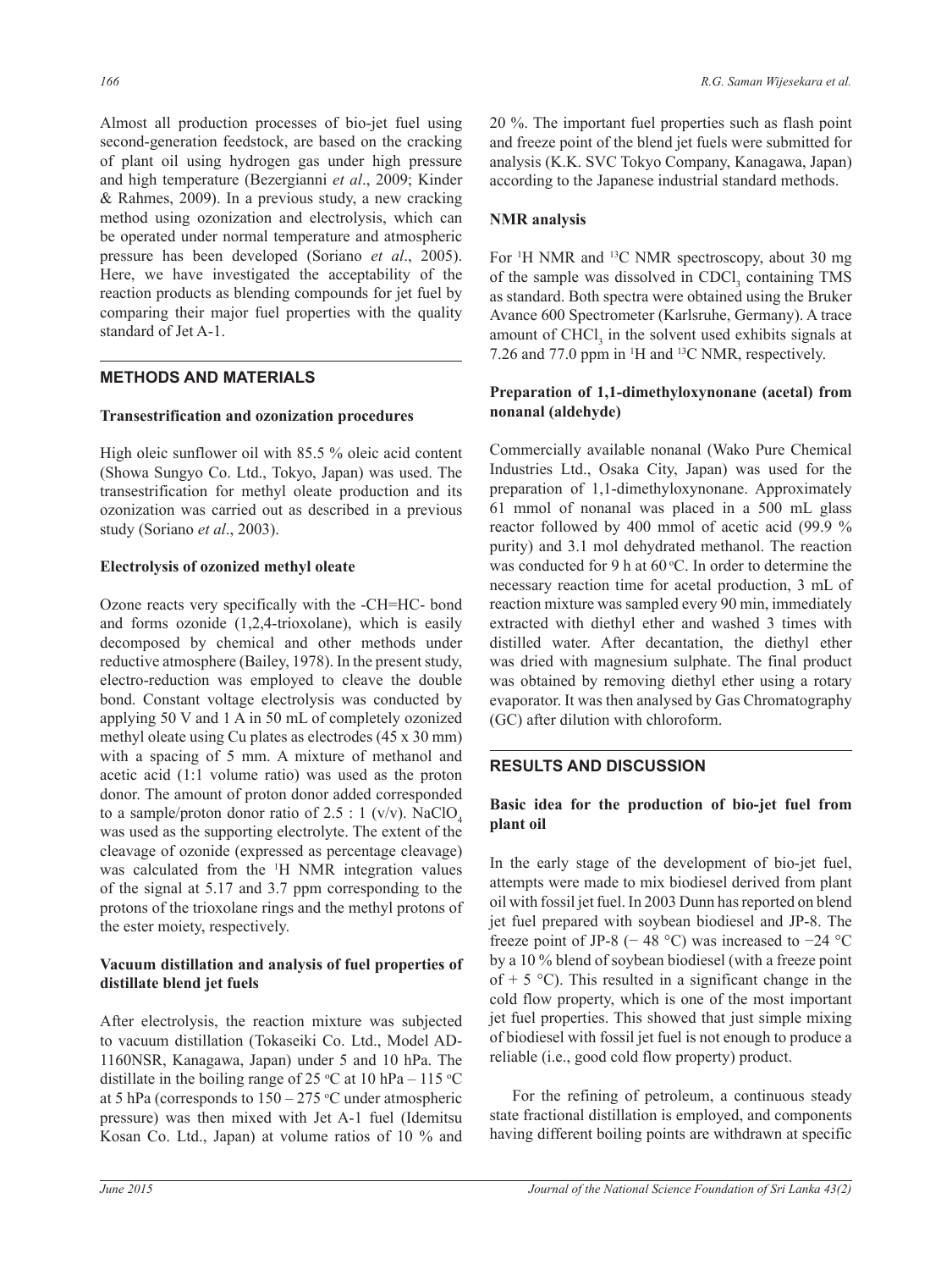Almost all production processes of bio-jet fuel using second-generation feedstock, are based on the cracking of plant oil using hydrogen gas under high pressure and high temperature (Bezergianni *et al*., 2009; Kinder & Rahmes, 2009). In a previous study, a new cracking method using ozonization and electrolysis, which can be operated under normal temperature and atmospheric pressure has been developed (Soriano *et al*., 2005). Here, we have investigated the acceptability of the reaction products as blending compounds for jet fuel by comparing their major fuel properties with the quality standard of Jet A-1.

## METHODS AND MATERIALS

### Transestrification and ozonization procedures

High oleic sunflower oil with 85.5 % oleic acid content (Showa Sungyo Co. Ltd., Tokyo, Japan) was used. The transestrification for methyl oleate production and its ozonization was carried out as described in a previous study (Soriano *et al*., 2003).

### Electrolysis of ozonized methyl oleate

Ozone reacts very specifically with the -CH=HC- bond and forms ozonide (1,2,4-trioxolane), which is easily decomposed by chemical and other methods under reductive atmosphere (Bailey, 1978). In the present study, electro-reduction was employed to cleave the double bond. Constant voltage electrolysis was conducted by applying 50 V and 1 A in 50 mL of completely ozonized methyl oleate using Cu plates as electrodes (45 x 30 mm) with a spacing of 5 mm. A mixture of methanol and acetic acid (1:1 volume ratio) was used as the proton donor. The amount of proton donor added corresponded to a sample/proton donor ratio of 2.5 : 1 (v/v). $NaClO_4$ was used as the supporting electrolyte. The extent of the cleavage of ozonide (expressed as percentage cleavage) was calculated from the $^1H$ NMR integration values of the signal at 5.17 and 3.7 ppm corresponding to the protons of the trioxolane rings and the methyl protons of the ester moiety, respectively.

### Vacuum distillation and analysis of fuel properties of distillate blend jet fuels

After electrolysis, the reaction mixture was subjected to vacuum distillation (Tokaseiki Co. Ltd., Model AD-1160NSR, Kanagawa, Japan) under 5 and 10 hPa. The distillate in the boiling range of 25 °C at 10 hPa – 115 °C at 5 hPa (corresponds to 150 – 275 °C under atmospheric pressure) was then mixed with Jet A-1 fuel (Idemitsu Kosan Co. Ltd., Japan) at volume ratios of 10 % and 20 %. The important fuel properties such as flash point and freeze point of the blend jet fuels were submitted for analysis (K.K. SVC Tokyo Company, Kanagawa, Japan) according to the Japanese industrial standard methods.

### NMR analysis

For $^1H$ NMR and $^{13}C$ NMR spectroscopy, about 30 mg of the sample was dissolved in $CDCl_3$ containing TMS as standard. Both spectra were obtained using the Bruker Avance 600 Spectrometer (Karlsruhe, Germany). A trace amount of $CHCl_3$ in the solvent used exhibits signals at 7.26 and 77.0 ppm in $^1H$ and $^{13}C$ NMR, respectively.

### Preparation of 1,1-dimethyloxynonane (acetal) from nonanal (aldehyde)

Commercially available nonanal (Wako Pure Chemical Industries Ltd., Osaka City, Japan) was used for the preparation of 1,1-dimethyloxynonane. Approximately 61 mmol of nonanal was placed in a 500 mL glass reactor followed by 400 mmol of acetic acid (99.9 % purity) and 3.1 mol dehydrated methanol. The reaction was conducted for 9 h at 60 °C. In order to determine the necessary reaction time for acetal production, 3 mL of reaction mixture was sampled every 90 min, immediately extracted with diethyl ether and washed 3 times with distilled water. After decantation, the diethyl ether was dried with magnesium sulphate. The final product was obtained by removing diethyl ether using a rotary evaporator. It was then analysed by Gas Chromatography (GC) after dilution with chloroform.

## RESULTS AND DISCUSSION

### Basic idea for the production of bio-jet fuel from plant oil

In the early stage of the development of bio-jet fuel, attempts were made to mix biodiesel derived from plant oil with fossil jet fuel. In 2003 Dunn has reported on blend jet fuel prepared with soybean biodiesel and JP-8. The freeze point of JP-8 (− 48 °C) was increased to −24 °C by a 10 % blend of soybean biodiesel (with a freeze point of + 5 °C). This resulted in a significant change in the cold flow property, which is one of the most important jet fuel properties. This showed that just simple mixing of biodiesel with fossil jet fuel is not enough to produce a reliable (i.e., good cold flow property) product.

For the refining of petroleum, a continuous steady state fractional distillation is employed, and components having different boiling points are withdrawn at specific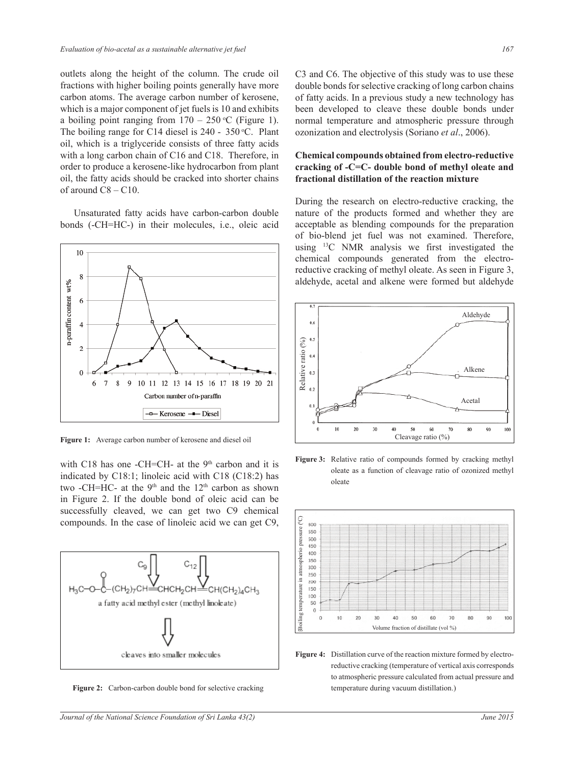outlets along the height of the column. The crude oil fractions with higher boiling points generally have more carbon atoms. The average carbon number of kerosene, which is a major component of jet fuels is 10 and exhibits a boiling point ranging from 170 – 250 °C (Figure 1). The boiling range for C14 diesel is 240 - 350 °C. Plant oil, which is a triglyceride consists of three fatty acids with a long carbon chain of C16 and C18. Therefore, in order to produce a kerosene-like hydrocarbon from plant oil, the fatty acids should be cracked into shorter chains of around C8 – C10.

Unsaturated fatty acids have carbon-carbon double bonds (-CH=HC-) in their molecules, i.e., oleic acid with C18 has one -CH=CH- at the 9[th] carbon and it is indicated by C18:1; linoleic acid with C18 (C18:2) has two -CH=HC- at the 9[th] and the 12[th] carbon as shown in Figure 2. If the double bond of oleic acid can be successfully cleaved, we can get two C9 chemical compounds. In the case of linoleic acid we can get C9, C3 and C6. The objective of this study was to use these double bonds for selective cracking of long carbon chains of fatty acids. In a previous study a new technology has been developed to cleave these double bonds under normal temperature and atmospheric pressure through ozonization and electrolysis (Soriano *et al*., 2006).

**Figure 1:** Average carbon number of kerosene and diesel oil

**Figure 2:** Carbon-carbon double bond for selective cracking

### Chemical compounds obtained from electro-reductive cracking of -C=C- double bond of methyl oleate and fractional distillation of the reaction mixture

During the research on electro-reductive cracking, the nature of the products formed and whether they are acceptable as blending compounds for the preparation of bio-blend jet fuel was not examined. Therefore, using $^{13}C$ NMR analysis we first investigated the chemical compounds generated from the electro-reductive cracking of methyl oleate. As seen in Figure 3, aldehyde, acetal and alkene were formed but aldehyde

**Figure 3:** Relative ratio of compounds formed by cracking methyl oleate as a function of cleavage ratio of ozonized methyl oleate

**Figure 4:** Distillation curve of the reaction mixture formed by electro-reductive cracking (temperature of vertical axis corresponds to atmospheric pressure calculated from actual pressure and temperature during vacuum distillation.)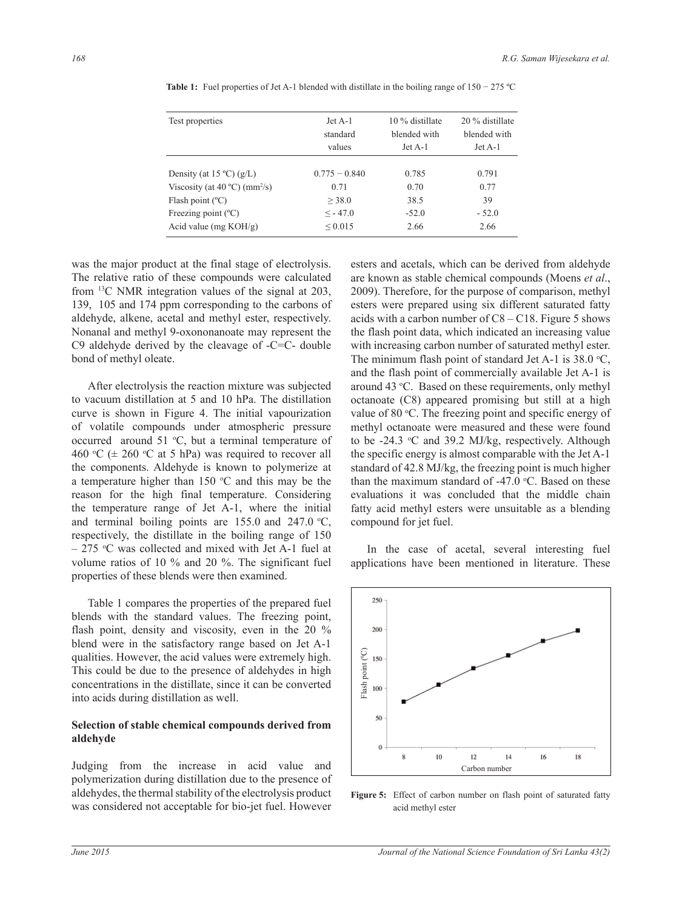**Table 1:** Fuel properties of Jet A-1 blended with distillate in the boiling range of 150 − 275 ºC

| Test properties | Jet A-1 standard values | 10 % distillate blended with Jet A-1 | 20 % distillate blended with Jet A-1 |
|---|---|---|---|
| Density (at 15 ºC) (g/L) | 0.775 − 0.840 | 0.785 | 0.791 |
| Viscosity (at 40 ºC) ($mm^2/s$) | 0.71 | 0.70 | 0.77 |
| Flash point (ºC) | ≥ 38.0 | 38.5 | 39 |
| Freezing point (ºC) | ≤ - 47.0 | -52.0 | - 52.0 |
| Acid value (mg KOH/g) | ≤ 0.015 | 2.66 | 2.66 |

was the major product at the final stage of electrolysis. The relative ratio of these compounds were calculated from $^{13}C$ NMR integration values of the signal at 203, 139, 105 and 174 ppm corresponding to the carbons of aldehyde, alkene, acetal and methyl ester, respectively. Nonanal and methyl 9-oxononanoate may represent the C9 aldehyde derived by the cleavage of -C=C- double bond of methyl oleate.

After electrolysis the reaction mixture was subjected to vacuum distillation at 5 and 10 hPa. The distillation curve is shown in Figure 4. The initial vapourization of volatile compounds under atmospheric pressure occurred around 51 °C, but a terminal temperature of 460 °C (± 260 °C at 5 hPa) was required to recover all the components. Aldehyde is known to polymerize at a temperature higher than 150 °C and this may be the reason for the high final temperature. Considering the temperature range of Jet A-1, where the initial and terminal boiling points are 155.0 and 247.0 °C, respectively, the distillate in the boiling range of 150 – 275 °C was collected and mixed with Jet A-1 fuel at volume ratios of 10 % and 20 %. The significant fuel properties of these blends were then examined.

Table 1 compares the properties of the prepared fuel blends with the standard values. The freezing point, flash point, density and viscosity, even in the 20 % blend were in the satisfactory range based on Jet A-1 qualities. However, the acid values were extremely high. This could be due to the presence of aldehydes in high concentrations in the distillate, since it can be converted into acids during distillation as well.

## Selection of stable chemical compounds derived from aldehyde

Judging from the increase in acid value and polymerization during distillation due to the presence of aldehydes, the thermal stability of the electrolysis product was considered not acceptable for bio-jet fuel. However esters and acetals, which can be derived from aldehyde are known as stable chemical compounds (Moens *et al*., 2009). Therefore, for the purpose of comparison, methyl esters were prepared using six different saturated fatty acids with a carbon number of C8 – C18. Figure 5 shows the flash point data, which indicated an increasing value with increasing carbon number of saturated methyl ester. The minimum flash point of standard Jet A-1 is 38.0 °C, and the flash point of commercially available Jet A-1 is around 43 °C. Based on these requirements, only methyl octanoate (C8) appeared promising but still at a high value of 80 °C. The freezing point and specific energy of methyl octanoate were measured and these were found to be -24.3 °C and 39.2 MJ/kg, respectively. Although the specific energy is almost comparable with the Jet A-1 standard of 42.8 MJ/kg, the freezing point is much higher than the maximum standard of -47.0 °C. Based on these evaluations it was concluded that the middle chain fatty acid methyl esters were unsuitable as a blending compound for jet fuel.

In the case of acetal, several interesting fuel applications have been mentioned in literature. These

**Figure 5:** Effect of carbon number on flash point of saturated fatty acid methyl ester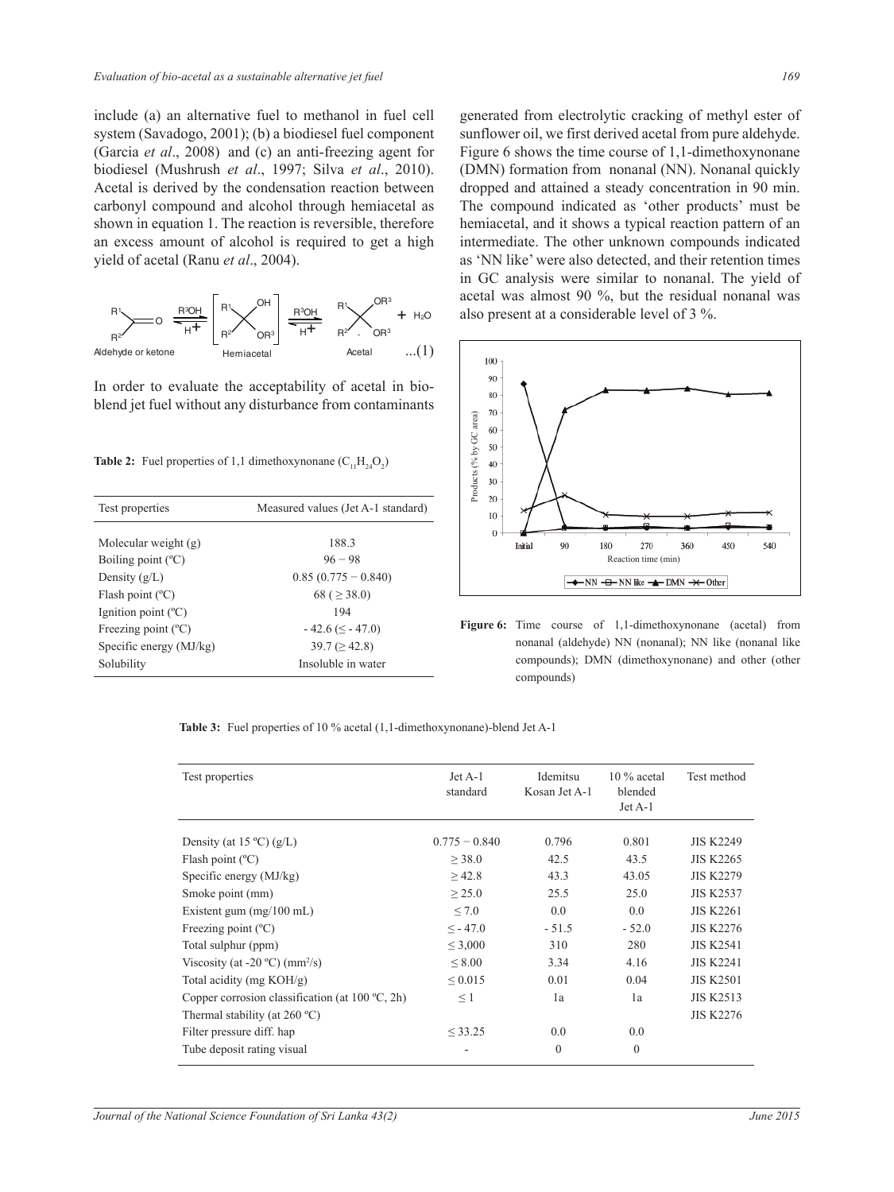include (a) an alternative fuel to methanol in fuel cell system (Savadogo, 2001); (b) a biodiesel fuel component (Garcia *et al*., 2008) and (c) an anti-freezing agent for biodiesel (Mushrush *et al*., 1997; Silva *et al*., 2010). Acetal is derived by the condensation reaction between carbonyl compound and alcohol through hemiacetal as shown in equation 1. The reaction is reversible, therefore an excess amount of alcohol is required to get a high yield of acetal (Ranu *et al*., 2004).

$$R^1R^2C{=}O \underset{H^+}{\overset{R^3OH}{\rightleftharpoons}} \left[R^1R^2C(OH)(OR^3)\right] \underset{H^+}{\overset{R^3OH}{\rightleftharpoons}} R^1R^2C(OR^3)_2 + H_2O \quad ...(1)$$

Aldehyde or ketone — Hemiacetal — Acetal

In order to evaluate the acceptability of acetal in bio-blend jet fuel without any disturbance from contaminants generated from electrolytic cracking of methyl ester of sunflower oil, we first derived acetal from pure aldehyde. Figure 6 shows the time course of 1,1-dimethoxynonane (DMN) formation from nonanal (NN). Nonanal quickly dropped and attained a steady concentration in 90 min. The compound indicated as 'other products' must be hemiacetal, and it shows a typical reaction pattern of an intermediate. The other unknown compounds indicated as 'NN like' were also detected, and their retention times in GC analysis were similar to nonanal. The yield of acetal was almost 90 %, but the residual nonanal was also present at a considerable level of 3 %.

**Table 2:** Fuel properties of 1,1 dimethoxynonane ($C_{11}H_{24}O_2$)

| Test properties | Measured values (Jet A-1 standard) |
|---|---|
| Molecular weight (g) | 188.3 |
| Boiling point (ºC) | 96 − 98 |
| Density (g/L) | 0.85 (0.775 − 0.840) |
| Flash point (ºC) | 68 ( ≥ 38.0) |
| Ignition point (ºC) | 194 |
| Freezing point (ºC) | - 42.6 (≤ - 47.0) |
| Specific energy (MJ/kg) | 39.7 (≥ 42.8) |
| Solubility | Insoluble in water |

**Figure 6:** Time course of 1,1-dimethoxynonane (acetal) from nonanal (aldehyde) NN (nonanal); NN like (nonanal like compounds); DMN (dimethoxynonane) and other (other compounds)

**Table 3:** Fuel properties of 10 % acetal (1,1-dimethoxynonane)-blend Jet A-1

| Test properties | Jet A-1 standard | Idemitsu Kosan Jet A-1 | 10 % acetal blended Jet A-1 | Test method |
|---|---|---|---|---|
| Density (at 15 ºC) (g/L) | 0.775 − 0.840 | 0.796 | 0.801 | JIS K2249 |
| Flash point (ºC) | ≥ 38.0 | 42.5 | 43.5 | JIS K2265 |
| Specific energy (MJ/kg) | ≥ 42.8 | 43.3 | 43.05 | JIS K2279 |
| Smoke point (mm) | ≥ 25.0 | 25.5 | 25.0 | JIS K2537 |
| Existent gum (mg/100 mL) | ≤ 7.0 | 0.0 | 0.0 | JIS K2261 |
| Freezing point (ºC) | ≤ - 47.0 | - 51.5 | - 52.0 | JIS K2276 |
| Total sulphur (ppm) | ≤ 3,000 | 310 | 280 | JIS K2541 |
| Viscosity (at -20 ºC) ($mm^2/s$) | ≤ 8.00 | 3.34 | 4.16 | JIS K2241 |
| Total acidity (mg KOH/g) | ≤ 0.015 | 0.01 | 0.04 | JIS K2501 |
| Copper corrosion classification (at 100 ºC, 2h) | ≤ 1 | 1a | 1a | JIS K2513 |
| Thermal stability (at 260 ºC) | | | | JIS K2276 |
| Filter pressure diff. hap | ≤ 33.25 | 0.0 | 0.0 | |
| Tube deposit rating visual | - | 0 | 0 | |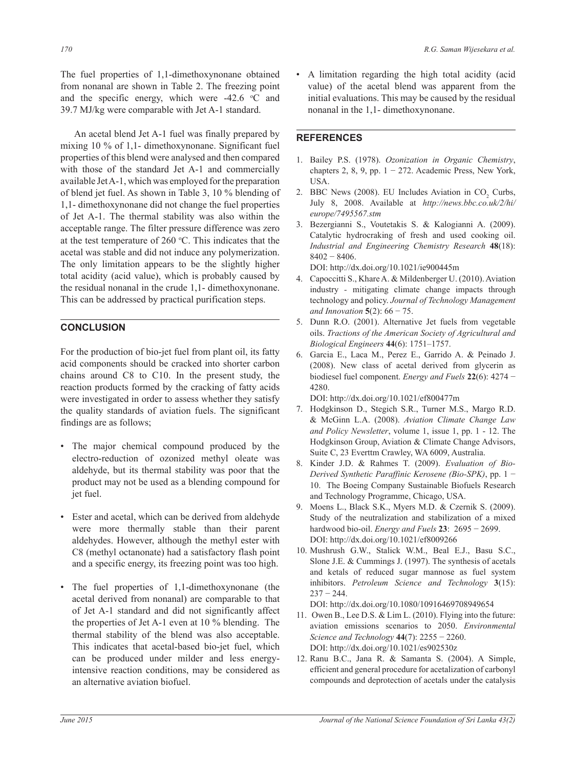The fuel properties of 1,1-dimethoxynonane obtained from nonanal are shown in Table 2. The freezing point and the specific energy, which were -42.6 °C and 39.7 MJ/kg were comparable with Jet A-1 standard.

An acetal blend Jet A-1 fuel was finally prepared by mixing 10 % of 1,1- dimethoxynonane. Significant fuel properties of this blend were analysed and then compared with those of the standard Jet A-1 and commercially available Jet A-1, which was employed for the preparation of blend jet fuel. As shown in Table 3, 10 % blending of 1,1- dimethoxynonane did not change the fuel properties of Jet A-1. The thermal stability was also within the acceptable range. The filter pressure difference was zero at the test temperature of 260 °C. This indicates that the acetal was stable and did not induce any polymerization. The only limitation appears to be the slightly higher total acidity (acid value), which is probably caused by the residual nonanal in the crude 1,1- dimethoxynonane. This can be addressed by practical purification steps.

## CONCLUSION

For the production of bio-jet fuel from plant oil, its fatty acid components should be cracked into shorter carbon chains around C8 to C10. In the present study, the reaction products formed by the cracking of fatty acids were investigated in order to assess whether they satisfy the quality standards of aviation fuels. The significant findings are as follows;

- The major chemical compound produced by the electro-reduction of ozonized methyl oleate was aldehyde, but its thermal stability was poor that the product may not be used as a blending compound for jet fuel.
- Ester and acetal, which can be derived from aldehyde were more thermally stable than their parent aldehydes. However, although the methyl ester with C8 (methyl octanoate) had a satisfactory flash point and a specific energy, its freezing point was too high.
- The fuel properties of 1,1-dimethoxynonane (the acetal derived from nonanal) are comparable to that of Jet A-1 standard and did not significantly affect the properties of Jet A-1 even at 10 % blending. The thermal stability of the blend was also acceptable. This indicates that acetal-based bio-jet fuel, which can be produced under milder and less energy-intensive reaction conditions, may be considered as an alternative aviation biofuel.
- A limitation regarding the high total acidity (acid value) of the acetal blend was apparent from the initial evaluations. This may be caused by the residual nonanal in the 1,1- dimethoxynonane.

## REFERENCES

1. Bailey P.S. (1978). *Ozonization in Organic Chemistry*, chapters 2, 8, 9, pp. 1 − 272. Academic Press, New York, USA.
2. BBC News (2008). EU Includes Aviation in $CO_2$ Curbs, July 8, 2008. Available at *http://news.bbc.co.uk/2/hi/europe/7495567.stm*
3. Bezergianni S., Voutetakis S. & Kalogianni A. (2009). Catalytic hydrocraking of fresh and used cooking oil. *Industrial and Engineering Chemistry Research* **48**(18): 8402 − 8406.
   DOI: http://dx.doi.org/10.1021/ie900445m
4. Capoccitti S., Khare A. & Mildenberger U. (2010). Aviation industry - mitigating climate change impacts through technology and policy. *Journal of Technology Management and Innovation* **5**(2): 66 − 75.
5. Dunn R.O. (2001). Alternative Jet fuels from vegetable oils. *Tractions of the American Society of Agricultural and Biological Engineers* **44**(6): 1751–1757.
6. Garcia E., Laca M., Perez E., Garrido A. & Peinado J. (2008). New class of acetal derived from glycerin as biodiesel fuel component. *Energy and Fuels* **22**(6): 4274 − 4280.
   DOI: http://dx.doi.org/10.1021/ef800477m
7. Hodgkinson D., Stegich S.R., Turner M.S., Margo R.D. & McGinn L.A. (2008). *Aviation Climate Change Law and Policy Newsletter*, volume 1, issue 1, pp. 1 - 12. The Hodgkinson Group, Aviation & Climate Change Advisors, Suite C, 23 Everttm Crawley, WA 6009, Australia.
8. Kinder J.D. & Rahmes T. (2009). *Evaluation of Bio-Derived Synthetic Paraffinic Kerosene (Bio-SPK)*, pp. 1 − 10. The Boeing Company Sustainable Biofuels Research and Technology Programme, Chicago, USA.
9. Moens L., Black S.K., Myers M.D. & Czernik S. (2009). Study of the neutralization and stabilization of a mixed hardwood bio-oil. *Energy and Fuels* **23**: 2695 − 2699.
   DOI: http://dx.doi.org/10.1021/ef8009266
10. Mushrush G.W., Stalick W.M., Beal E.J., Basu S.C., Slone J.E. & Cummings J. (1997). The synthesis of acetals and ketals of reduced sugar mannose as fuel system inhibitors. *Petroleum Science and Technology* **3**(15): 237 − 244.
    DOI: http://dx.doi.org/10.1080/10916469708949654
11. Owen B., Lee D.S. & Lim L. (2010). Flying into the future: aviation emissions scenarios to 2050. *Environmental Science and Technology* **44**(7): 2255 − 2260.
    DOI: http://dx.doi.org/10.1021/es902530z
12. Ranu B.C., Jana R. & Samanta S. (2004). A Simple, efficient and general procedure for acetalization of carbonyl compounds and deprotection of acetals under the catalysis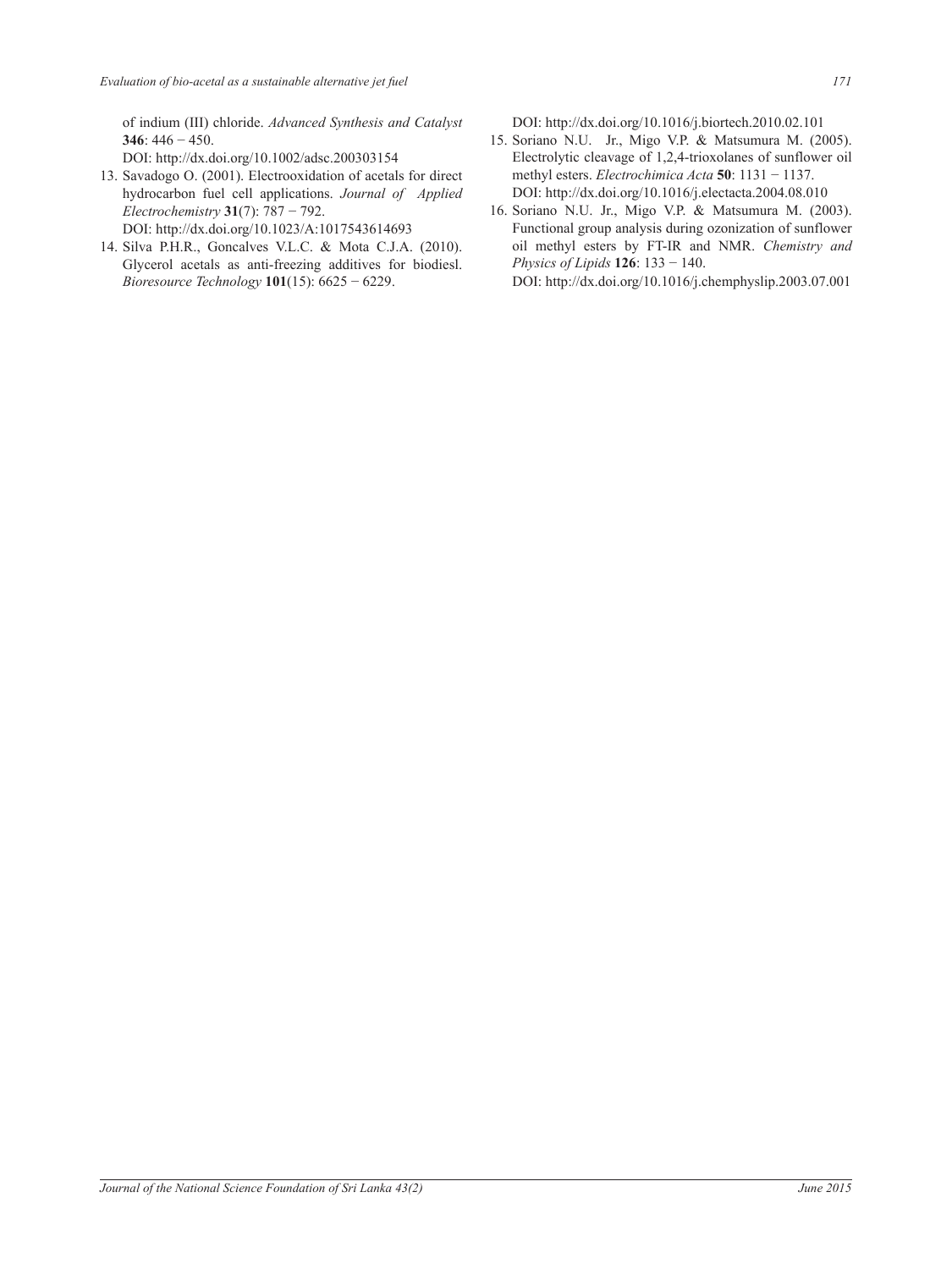of indium (III) chloride. *Advanced Synthesis and Catalyst* **346**: 446 − 450.
DOI: http://dx.doi.org/10.1002/adsc.200303154

13. Savadogo O. (2001). Electrooxidation of acetals for direct hydrocarbon fuel cell applications. *Journal of Applied Electrochemistry* **31**(7): 787 − 792.
DOI: http://dx.doi.org/10.1023/A:1017543614693
14. Silva P.H.R., Goncalves V.L.C. & Mota C.J.A. (2010). Glycerol acetals as anti-freezing additives for biodiesl. *Bioresource Technology* **101**(15): 6625 − 6229.
DOI: http://dx.doi.org/10.1016/j.biortech.2010.02.101
15. Soriano N.U. Jr., Migo V.P. & Matsumura M. (2005). Electrolytic cleavage of 1,2,4-trioxolanes of sunflower oil methyl esters. *Electrochimica Acta* **50**: 1131 − 1137.
DOI: http://dx.doi.org/10.1016/j.electacta.2004.08.010
16. Soriano N.U. Jr., Migo V.P. & Matsumura M. (2003). Functional group analysis during ozonization of sunflower oil methyl esters by FT-IR and NMR. *Chemistry and Physics of Lipids* **126**: 133 − 140.
DOI: http://dx.doi.org/10.1016/j.chemphyslip.2003.07.001